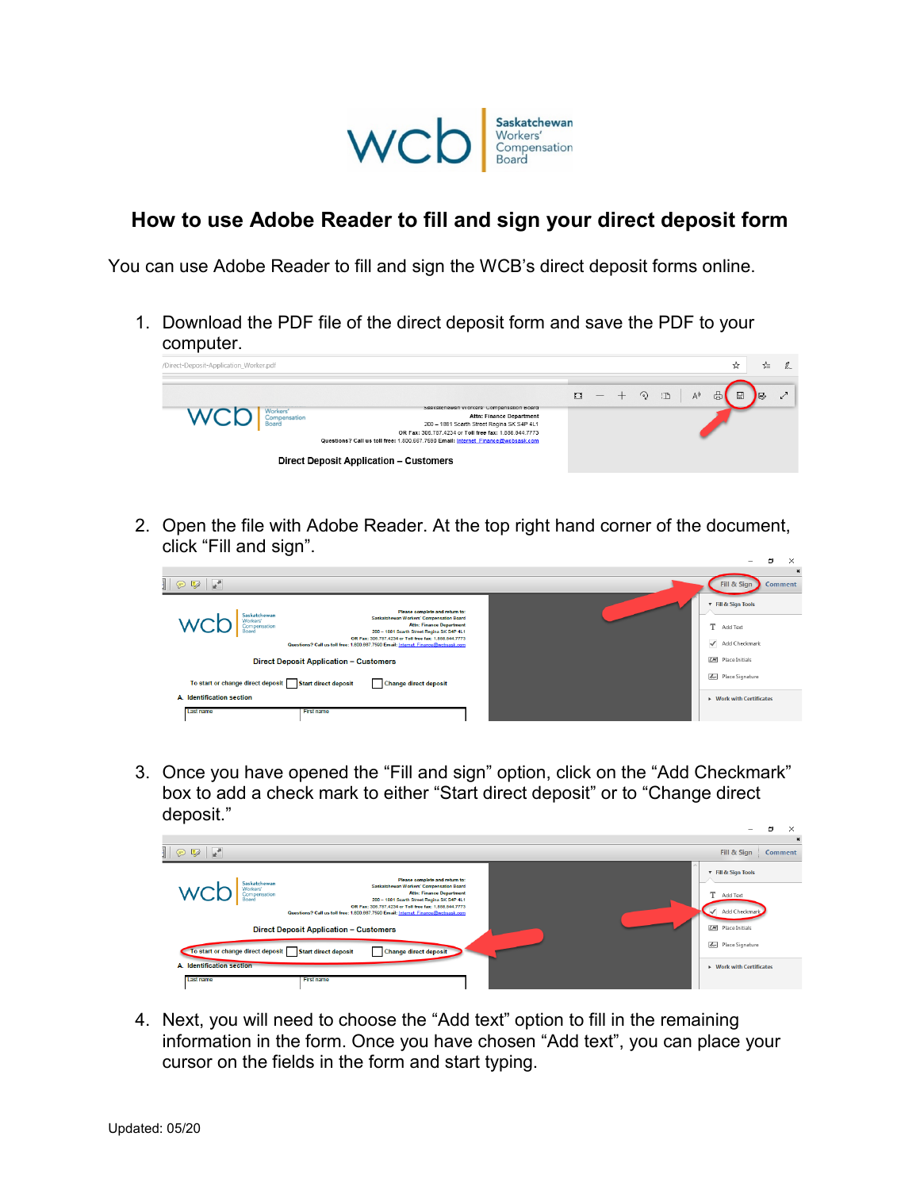# How to use Adobe Reader to fill and sign your direct deposit form

You can use Adobe Reader to fill and sign the WCB's direct deposit forms online.

1. Download the PDF file of the direct deposit form and save the PDF to your computer.

2. Open the file with Adobe Reader. At the top right hand corner of the document, click "Fill and sign".

3. Once you have opened the "Fill and sign" option, click on the "Add Checkmark" box to add a check mark to either "Start direct deposit" or to "Change direct deposit."

4. Next, you will need to choose the "Add text" option to fill in the remaining information in the form. Once you have chosen "Add text", you can place your cursor on the fields in the form and start typing.

Updated: 05/20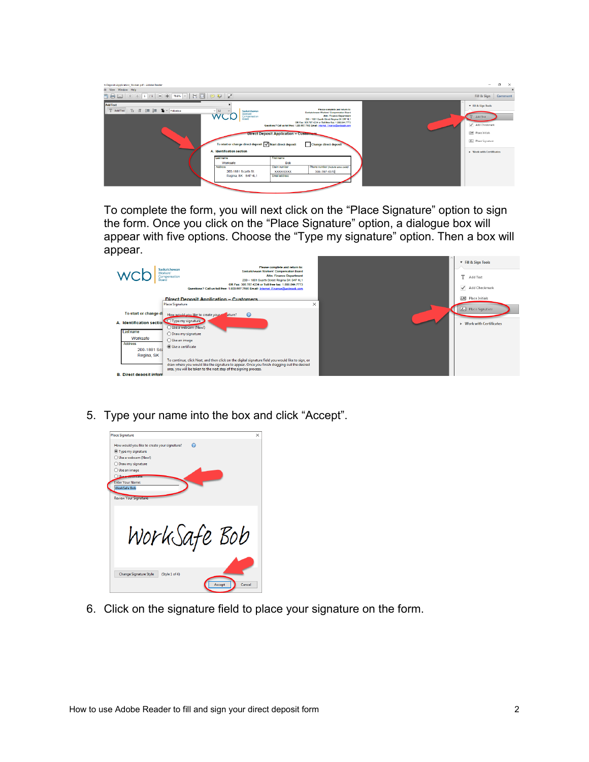To complete the form, you will next click on the “Place Signature” option to sign the form. Once you click on the “Place Signature” option, a dialogue box will appear with five options. Choose the “Type my signature” option. Then a box will appear.

5. Type your name into the box and click “Accept”.

6. Click on the signature field to place your signature on the form.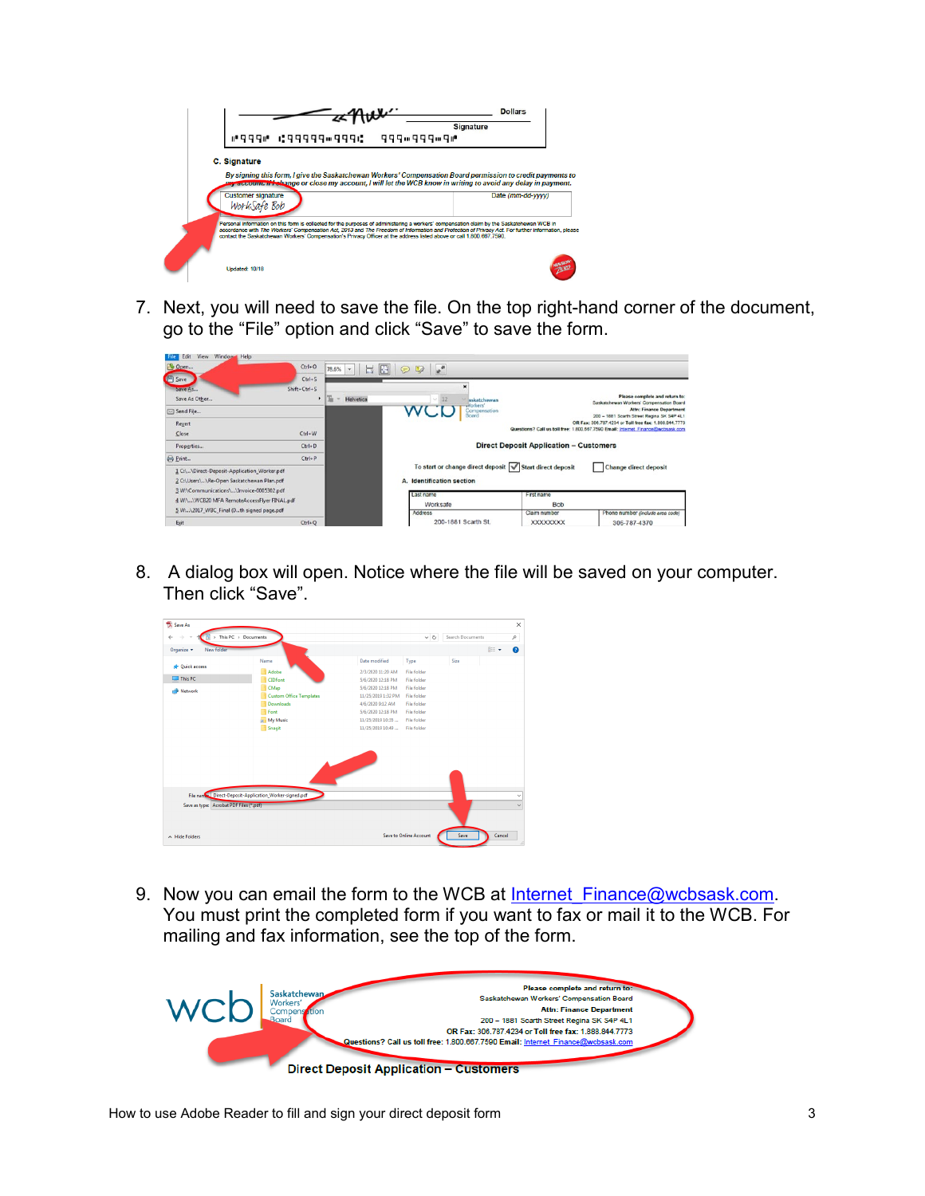7. Next, you will need to save the file. On the top right-hand corner of the document, go to the "File" option and click "Save" to save the form.

8. A dialog box will open. Notice where the file will be saved on your computer. Then click "Save".

9. Now you can email the form to the WCB at Internet_Finance@wcbsask.com. You must print the completed form if you want to fax or mail it to the WCB. For mailing and fax information, see the top of the form.